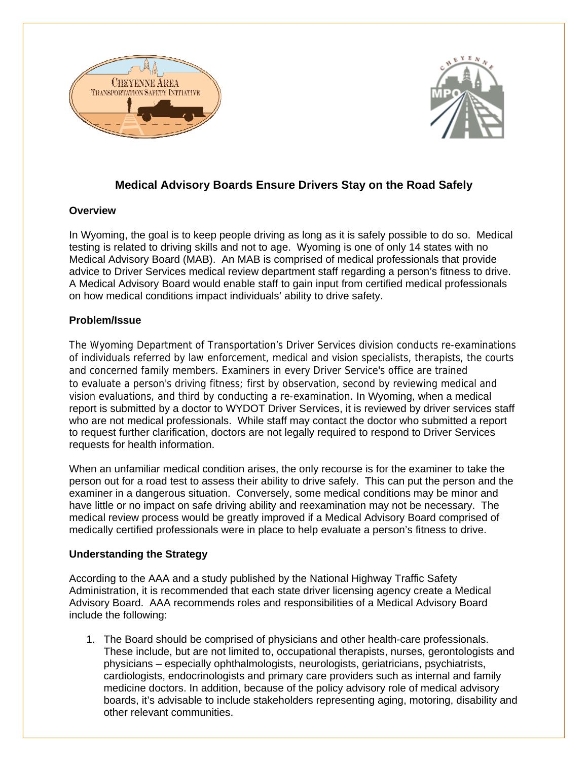# Medical Advisory Boards Ensure Drivers Stay on the Road Safely

## Overview

In Wyoming, the goal is to keep people driving as long as it is safely possible to do so. Medical testing is related to driving skills and not to age. Wyoming is one of only 14 states with no Medical Advisory Board (MAB). An MAB is comprised of medical professionals that provide advice to Driver Services medical review department staff regarding a person's fitness to drive. A Medical Advisory Board would enable staff to gain input from certified medical professionals on how medical conditions impact individuals' ability to drive safety.

## Problem/Issue

The Wyoming Department of Transportation's Driver Services division conducts re-examinations of individuals referred by law enforcement, medical and vision specialists, therapists, the courts and concerned family members. Examiners in every Driver Service's office are trained to evaluate a person's driving fitness; first by observation, second by reviewing medical and vision evaluations, and third by conducting a re-examination. In Wyoming, when a medical report is submitted by a doctor to WYDOT Driver Services, it is reviewed by driver services staff who are not medical professionals. While staff may contact the doctor who submitted a report to request further clarification, doctors are not legally required to respond to Driver Services requests for health information.

When an unfamiliar medical condition arises, the only recourse is for the examiner to take the person out for a road test to assess their ability to drive safely. This can put the person and the examiner in a dangerous situation. Conversely, some medical conditions may be minor and have little or no impact on safe driving ability and reexamination may not be necessary. The medical review process would be greatly improved if a Medical Advisory Board comprised of medically certified professionals were in place to help evaluate a person's fitness to drive.

## Understanding the Strategy

According to the AAA and a study published by the National Highway Traffic Safety Administration, it is recommended that each state driver licensing agency create a Medical Advisory Board. AAA recommends roles and responsibilities of a Medical Advisory Board include the following:

1. The Board should be comprised of physicians and other health-care professionals. These include, but are not limited to, occupational therapists, nurses, gerontologists and physicians – especially ophthalmologists, neurologists, geriatricians, psychiatrists, cardiologists, endocrinologists and primary care providers such as internal and family medicine doctors. In addition, because of the policy advisory role of medical advisory boards, it's advisable to include stakeholders representing aging, motoring, disability and other relevant communities.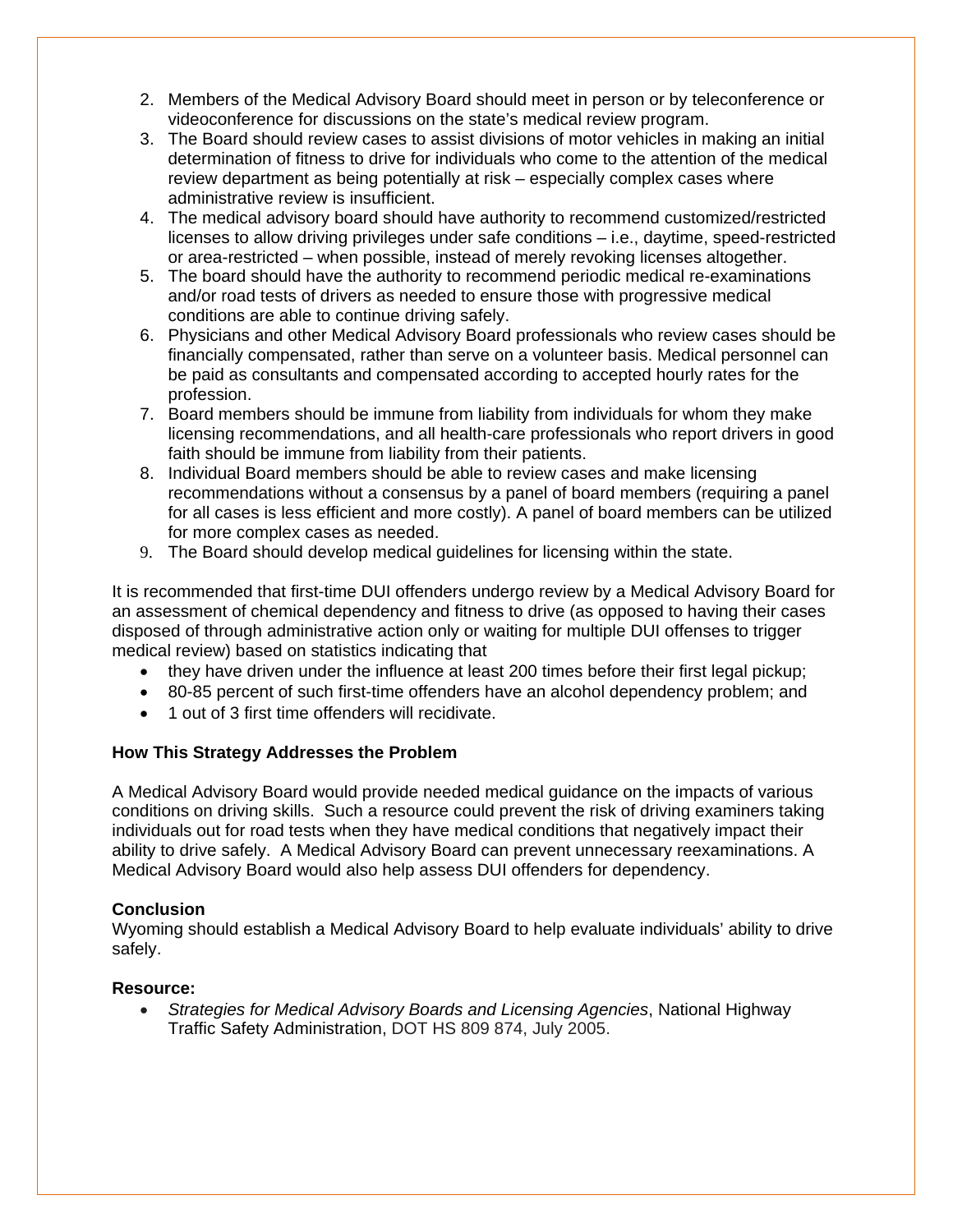2. Members of the Medical Advisory Board should meet in person or by teleconference or videoconference for discussions on the state's medical review program.
3. The Board should review cases to assist divisions of motor vehicles in making an initial determination of fitness to drive for individuals who come to the attention of the medical review department as being potentially at risk – especially complex cases where administrative review is insufficient.
4. The medical advisory board should have authority to recommend customized/restricted licenses to allow driving privileges under safe conditions – i.e., daytime, speed-restricted or area-restricted – when possible, instead of merely revoking licenses altogether.
5. The board should have the authority to recommend periodic medical re-examinations and/or road tests of drivers as needed to ensure those with progressive medical conditions are able to continue driving safely.
6. Physicians and other Medical Advisory Board professionals who review cases should be financially compensated, rather than serve on a volunteer basis. Medical personnel can be paid as consultants and compensated according to accepted hourly rates for the profession.
7. Board members should be immune from liability from individuals for whom they make licensing recommendations, and all health-care professionals who report drivers in good faith should be immune from liability from their patients.
8. Individual Board members should be able to review cases and make licensing recommendations without a consensus by a panel of board members (requiring a panel for all cases is less efficient and more costly). A panel of board members can be utilized for more complex cases as needed.
9. The Board should develop medical guidelines for licensing within the state.

It is recommended that first-time DUI offenders undergo review by a Medical Advisory Board for an assessment of chemical dependency and fitness to drive (as opposed to having their cases disposed of through administrative action only or waiting for multiple DUI offenses to trigger medical review) based on statistics indicating that

- they have driven under the influence at least 200 times before their first legal pickup;
- 80-85 percent of such first-time offenders have an alcohol dependency problem; and
- 1 out of 3 first time offenders will recidivate.

**How This Strategy Addresses the Problem**

A Medical Advisory Board would provide needed medical guidance on the impacts of various conditions on driving skills. Such a resource could prevent the risk of driving examiners taking individuals out for road tests when they have medical conditions that negatively impact their ability to drive safely. A Medical Advisory Board can prevent unnecessary reexaminations. A Medical Advisory Board would also help assess DUI offenders for dependency.

**Conclusion**

Wyoming should establish a Medical Advisory Board to help evaluate individuals' ability to drive safely.

**Resource:**

- *Strategies for Medical Advisory Boards and Licensing Agencies*, National Highway Traffic Safety Administration, DOT HS 809 874, July 2005.